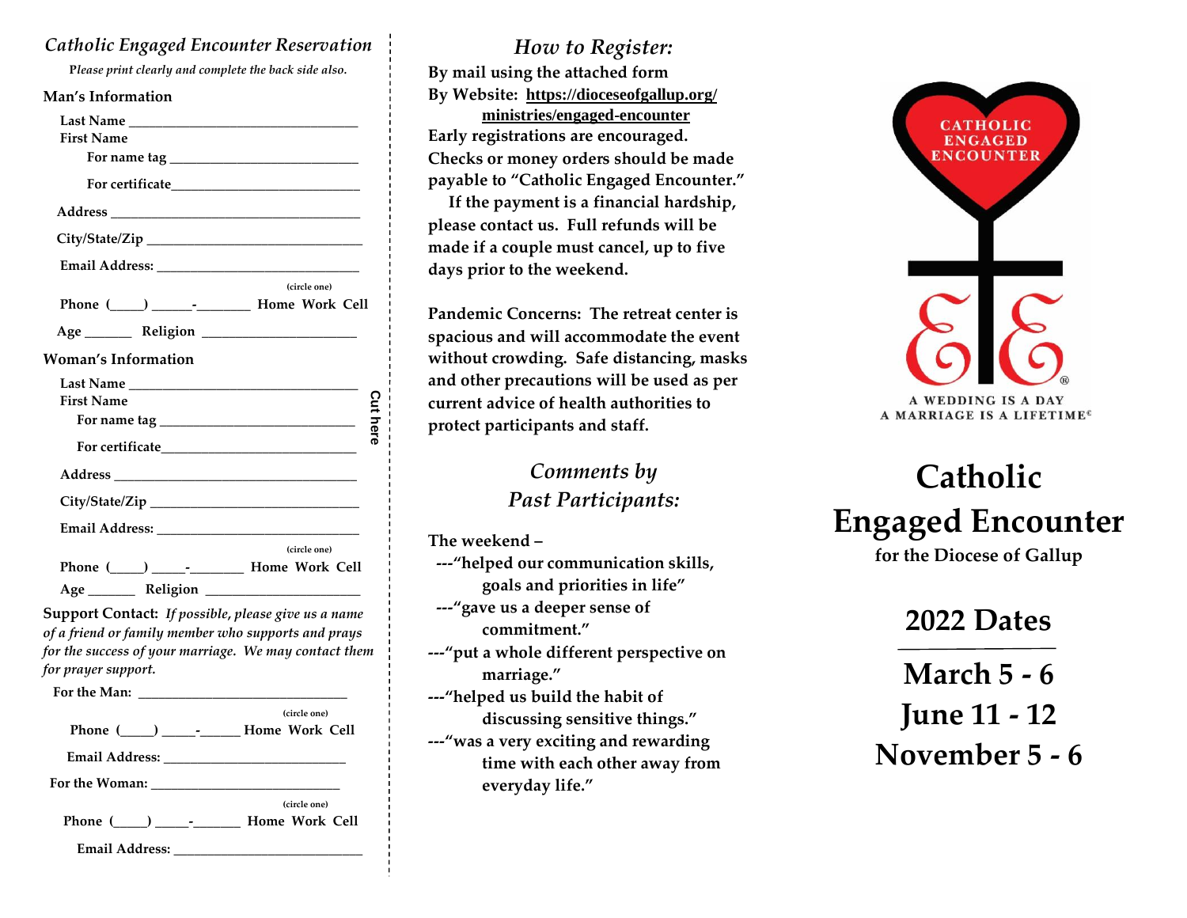## *Catholic Engaged Encounter Reservation*

*Please print clearly and complete the back side also.*

**Man's Information**

Last Name ______________________________

First Name

For name tag ___________________________

For certificate__________________________

Address ________________________________

City/State/Zip ___________________________

Email Address: __________________________

Phone (____) _____-_______ Home Work Cell (circle one)

Age ______ Religion ____________________

**Woman's Information**

Last Name ______________________________

First Name

For name tag ___________________________

For certificate__________________________

Address ________________________________

City/State/Zip ___________________________

Email Address: __________________________

Phone (____) _____-_______ Home Work Cell (circle one)

Age ______ Religion ____________________

**Support Contact:** *If possible, please give us a name of a friend or family member who supports and prays for the success of your marriage. We may contact them for prayer support.*

For the Man: ___________________________

Phone (____) _____-______ Home Work Cell (circle one)

Email Address: __________________________

For the Woman: __________________________

Phone (____) _____-______ Home Work Cell (circle one)

Email Address: __________________________

Cut here

## *How to Register:*

**By mail using the attached form**

**By Website: https://dioceseofgallup.org/ministries/engaged-encounter**

**Early registrations are encouraged.**

**Checks or money orders should be made payable to "Catholic Engaged Encounter."**

**If the payment is a financial hardship, please contact us. Full refunds will be made if a couple must cancel, up to five days prior to the weekend.**

**Pandemic Concerns: The retreat center is spacious and will accommodate the event without crowding. Safe distancing, masks and other precautions will be used as per current advice of health authorities to protect participants and staff.**

## *Comments by Past Participants:*

**The weekend –**

**---"helped our communication skills, goals and priorities in life"**

**---"gave us a deeper sense of commitment."**

**---"put a whole different perspective on marriage."**

**---"helped us build the habit of discussing sensitive things."**

**---"was a very exciting and rewarding time with each other away from everyday life."**

CATHOLIC ENGAGED ENCOUNTER

A WEDDING IS A DAY
A MARRIAGE IS A LIFETIME©

# Catholic Engaged Encounter

**for the Diocese of Gallup**

## 2022 Dates

## March 5 - 6
## June 11 - 12
## November 5 - 6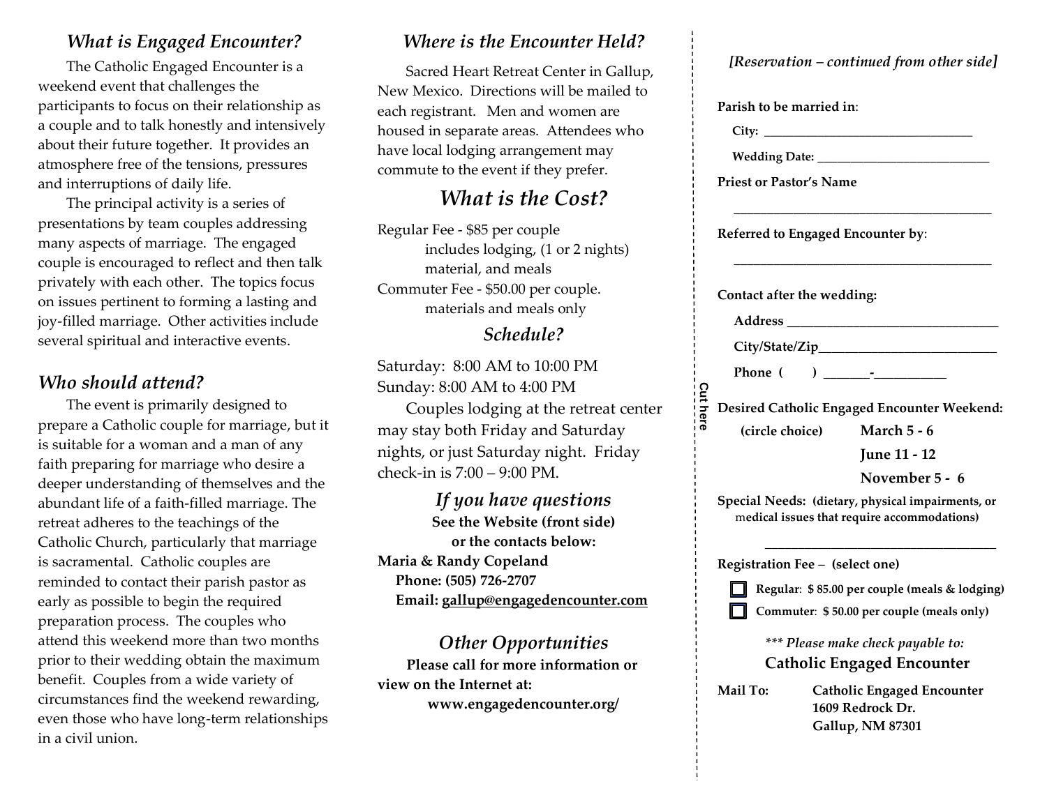## *What is Engaged Encounter?*

The Catholic Engaged Encounter is a weekend event that challenges the participants to focus on their relationship as a couple and to talk honestly and intensively about their future together. It provides an atmosphere free of the tensions, pressures and interruptions of daily life.

The principal activity is a series of presentations by team couples addressing many aspects of marriage. The engaged couple is encouraged to reflect and then talk privately with each other. The topics focus on issues pertinent to forming a lasting and joy-filled marriage. Other activities include several spiritual and interactive events.

## *Who should attend?*

The event is primarily designed to prepare a Catholic couple for marriage, but it is suitable for a woman and a man of any faith preparing for marriage who desire a deeper understanding of themselves and the abundant life of a faith-filled marriage. The retreat adheres to the teachings of the Catholic Church, particularly that marriage is sacramental. Catholic couples are reminded to contact their parish pastor as early as possible to begin the required preparation process. The couples who attend this weekend more than two months prior to their wedding obtain the maximum benefit. Couples from a wide variety of circumstances find the weekend rewarding, even those who have long-term relationships in a civil union.

## *Where is the Encounter Held?*

Sacred Heart Retreat Center in Gallup, New Mexico. Directions will be mailed to each registrant. Men and women are housed in separate areas. Attendees who have local lodging arrangement may commute to the event if they prefer.

## *What is the Cost?*

Regular Fee - $85 per couple
includes lodging, (1 or 2 nights) material, and meals

Commuter Fee - $50.00 per couple.
materials and meals only

## *Schedule?*

Saturday: 8:00 AM to 10:00 PM
Sunday: 8:00 AM to 4:00 PM

Couples lodging at the retreat center may stay both Friday and Saturday nights, or just Saturday night. Friday check-in is 7:00 – 9:00 PM.

## *If you have questions*

**See the Website (front side) or the contacts below:**

**Maria & Randy Copeland**
**Phone: (505) 726-2707**
**Email: gallup@engagedencounter.com**

## *Other Opportunities*

**Please call for more information or view on the Internet at:**
**www.engagedencounter.org/**

Cut here

***[Reservation – continued from other side]***

**Parish to be married in**:

**City:** ________________________________

**Wedding Date:** __________________________

**Priest or Pastor's Name**

______________________________________

**Referred to Engaged Encounter by**:

______________________________________

**Contact after the wedding:**

**Address** _______________________________

**City/State/Zip**__________________________

**Phone (      )** _______-__________

**Desired Catholic Engaged Encounter Weekend:**

(circle choice) **March 5 - 6**
**June 11 - 12**
**November 5 - 6**

**Special Needs: (dietary, physical impairments, or medical issues that require accommodations)**

___________________________________

**Registration Fee – (select one)**

- ☐ **Regular: $ 85.00 per couple (meals & lodging)**
- ☐ **Commuter: $ 50.00 per couple (meals only)**

****** Please make check payable to:***
**Catholic Engaged Encounter**

**Mail To:** **Catholic Engaged Encounter**
**1609 Redrock Dr.**
**Gallup, NM 87301**